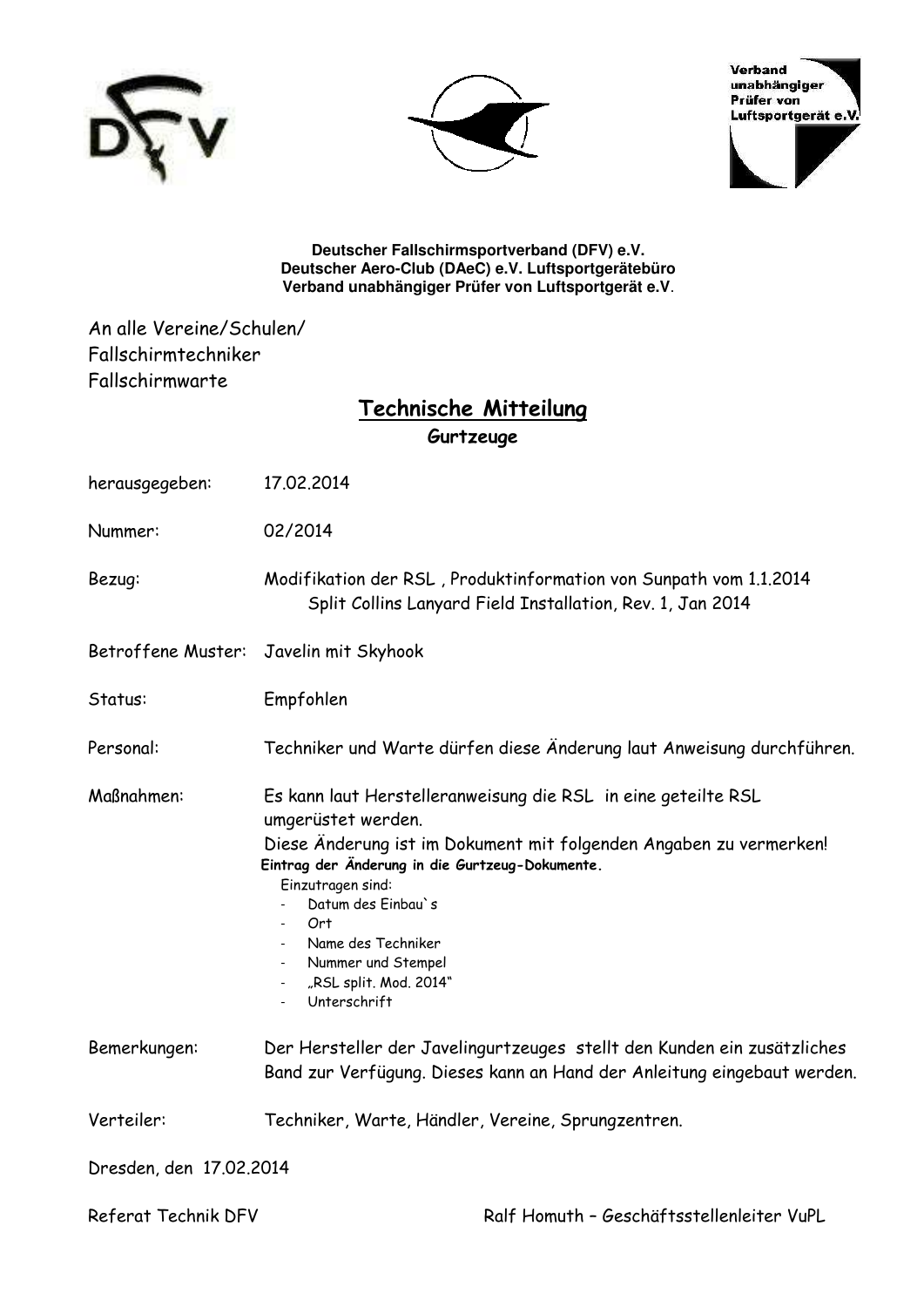Verband unabhängiger Prüfer von Luftsportgerät e.V.

**Deutscher Fallschirmsportverband (DFV) e.V.**
**Deutscher Aero-Club (DAeC) e.V. Luftsportgerätebüro**
**Verband unabhängiger Prüfer von Luftsportgerät e.V.**

An alle Vereine/Schulen/
Fallschirmtechniker
Fallschirmwarte

# Technische Mitteilung

**Gurtzeuge**

herausgegeben: 17.02.2014

Nummer: 02/2014

Bezug: Modifikation der RSL , Produktinformation von Sunpath vom 1.1.2014
Split Collins Lanyard Field Installation, Rev. 1, Jan 2014

Betroffene Muster: Javelin mit Skyhook

Status: Empfohlen

Personal: Techniker und Warte dürfen diese Änderung laut Anweisung durchführen.

Maßnahmen: Es kann laut Herstelleranweisung die RSL in eine geteilte RSL umgerüstet werden.
Diese Änderung ist im Dokument mit folgenden Angaben zu vermerken!
**Eintrag der Änderung in die Gurtzeug-Dokumente.**
Einzutragen sind:

- Datum des Einbau`s
- Ort
- Name des Techniker
- Nummer und Stempel
- „RSL split. Mod. 2014"
- Unterschrift

Bemerkungen: Der Hersteller der Javelingurtzeuges stellt den Kunden ein zusätzliches Band zur Verfügung. Dieses kann an Hand der Anleitung eingebaut werden.

Verteiler: Techniker, Warte, Händler, Vereine, Sprungzentren.

Dresden, den 17.02.2014

Referat Technik DFV — Ralf Homuth – Geschäftsstellenleiter VuPL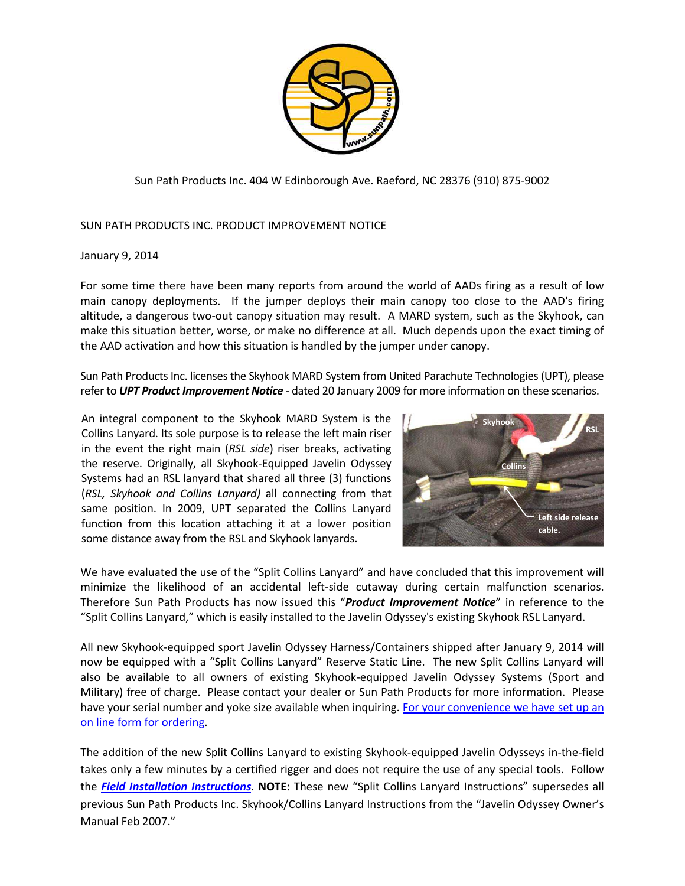Sun Path Products Inc. 404 W Edinborough Ave. Raeford, NC 28376 (910) 875-9002

SUN PATH PRODUCTS INC. PRODUCT IMPROVEMENT NOTICE

January 9, 2014

For some time there have been many reports from around the world of AADs firing as a result of low main canopy deployments. If the jumper deploys their main canopy too close to the AAD's firing altitude, a dangerous two-out canopy situation may result. A MARD system, such as the Skyhook, can make this situation better, worse, or make no difference at all. Much depends upon the exact timing of the AAD activation and how this situation is handled by the jumper under canopy.

Sun Path Products Inc. licenses the Skyhook MARD System from United Parachute Technologies (UPT), please refer to ***UPT Product Improvement Notice*** - dated 20 January 2009 for more information on these scenarios.

An integral component to the Skyhook MARD System is the Collins Lanyard. Its sole purpose is to release the left main riser in the event the right main (*RSL side*) riser breaks, activating the reserve. Originally, all Skyhook-Equipped Javelin Odyssey Systems had an RSL lanyard that shared all three (3) functions (*RSL, Skyhook and Collins Lanyard)* all connecting from that same position. In 2009, UPT separated the Collins Lanyard function from this location attaching it at a lower position some distance away from the RSL and Skyhook lanyards.

We have evaluated the use of the "Split Collins Lanyard" and have concluded that this improvement will minimize the likelihood of an accidental left-side cutaway during certain malfunction scenarios. Therefore Sun Path Products has now issued this "***Product Improvement Notice***" in reference to the "Split Collins Lanyard," which is easily installed to the Javelin Odyssey's existing Skyhook RSL Lanyard.

All new Skyhook-equipped sport Javelin Odyssey Harness/Containers shipped after January 9, 2014 will now be equipped with a "Split Collins Lanyard" Reserve Static Line. The new Split Collins Lanyard will also be available to all owners of existing Skyhook-equipped Javelin Odyssey Systems (Sport and Military) free of charge. Please contact your dealer or Sun Path Products for more information. Please have your serial number and yoke size available when inquiring. For your convenience we have set up an on line form for ordering.

The addition of the new Split Collins Lanyard to existing Skyhook-equipped Javelin Odysseys in-the-field takes only a few minutes by a certified rigger and does not require the use of any special tools. Follow the ***Field Installation Instructions***. **NOTE:** These new "Split Collins Lanyard Instructions" supersedes all previous Sun Path Products Inc. Skyhook/Collins Lanyard Instructions from the "Javelin Odyssey Owner's Manual Feb 2007."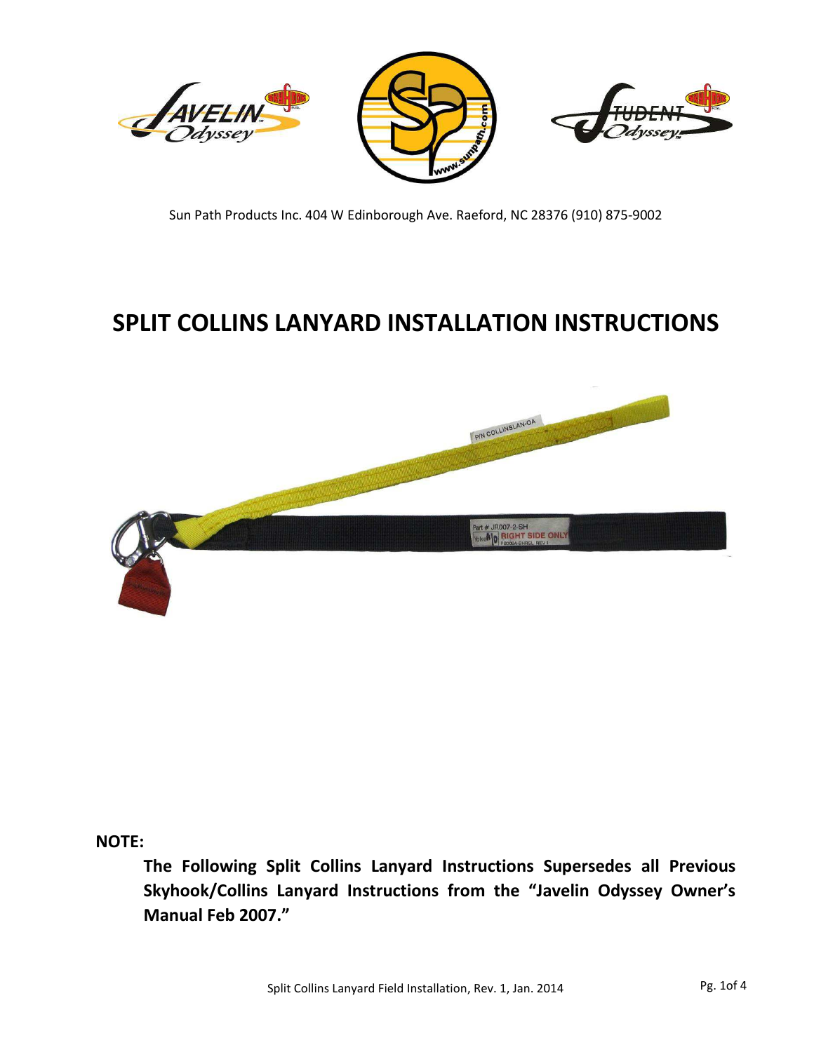Sun Path Products Inc. 404 W Edinborough Ave. Raeford, NC 28376 (910) 875-9002

# SPLIT COLLINS LANYARD INSTALLATION INSTRUCTIONS

**NOTE:**

**The Following Split Collins Lanyard Instructions Supersedes all Previous Skyhook/Collins Lanyard Instructions from the "Javelin Odyssey Owner's Manual Feb 2007."**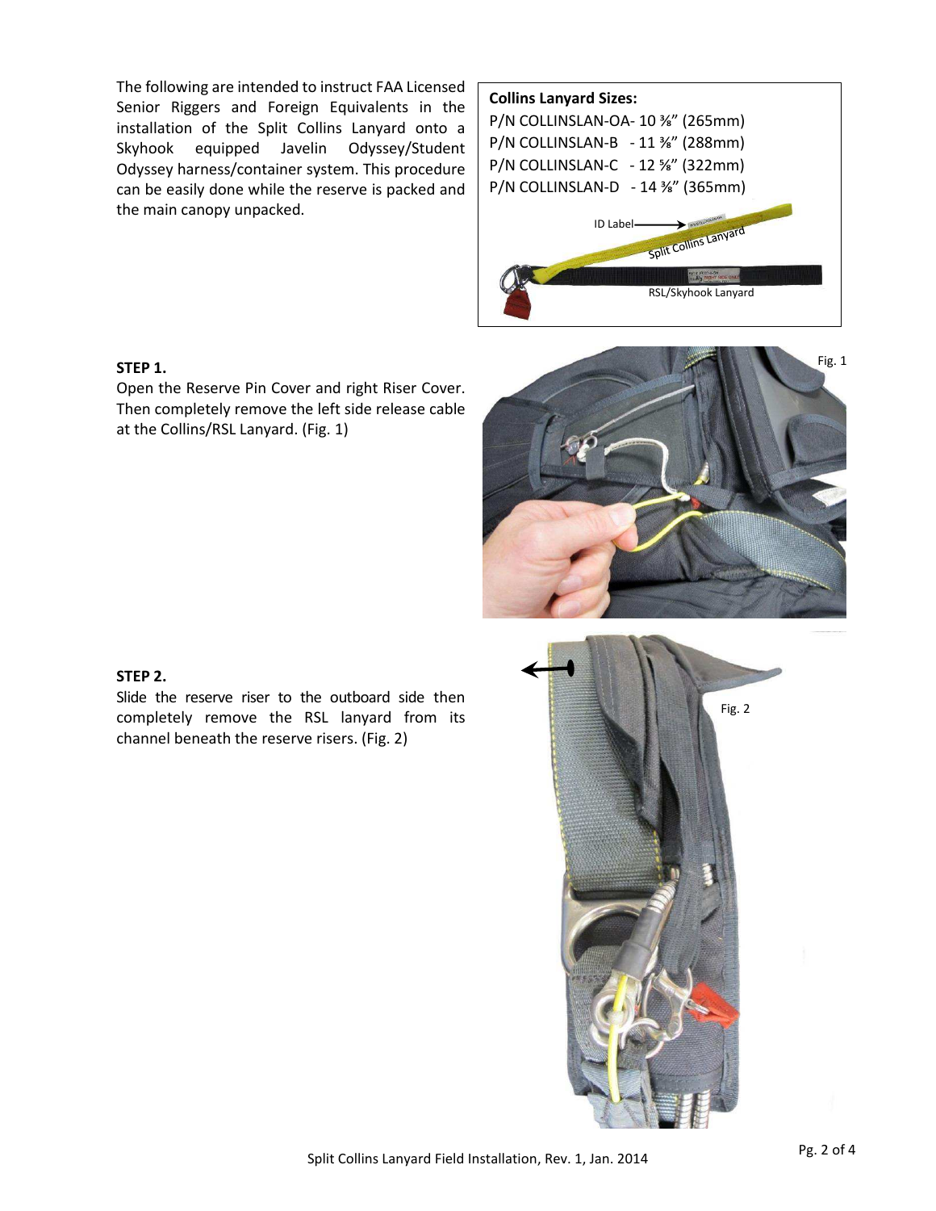The following are intended to instruct FAA Licensed Senior Riggers and Foreign Equivalents in the installation of the Split Collins Lanyard onto a Skyhook equipped Javelin Odyssey/Student Odyssey harness/container system. This procedure can be easily done while the reserve is packed and the main canopy unpacked.

**Collins Lanyard Sizes:**

P/N COLLINSLAN-OA- 10 ⅜" (265mm)
P/N COLLINSLAN-B - 11 ⅜" (288mm)
P/N COLLINSLAN-C - 12 ⅝" (322mm)
P/N COLLINSLAN-D - 14 ⅜" (365mm)

ID Label

Split Collins Lanyard

RSL/Skyhook Lanyard

**STEP 1.**

Open the Reserve Pin Cover and right Riser Cover. Then completely remove the left side release cable at the Collins/RSL Lanyard. (Fig. 1)

Fig. 1

**STEP 2.**

Slide the reserve riser to the outboard side then completely remove the RSL lanyard from its channel beneath the reserve risers. (Fig. 2)

Fig. 2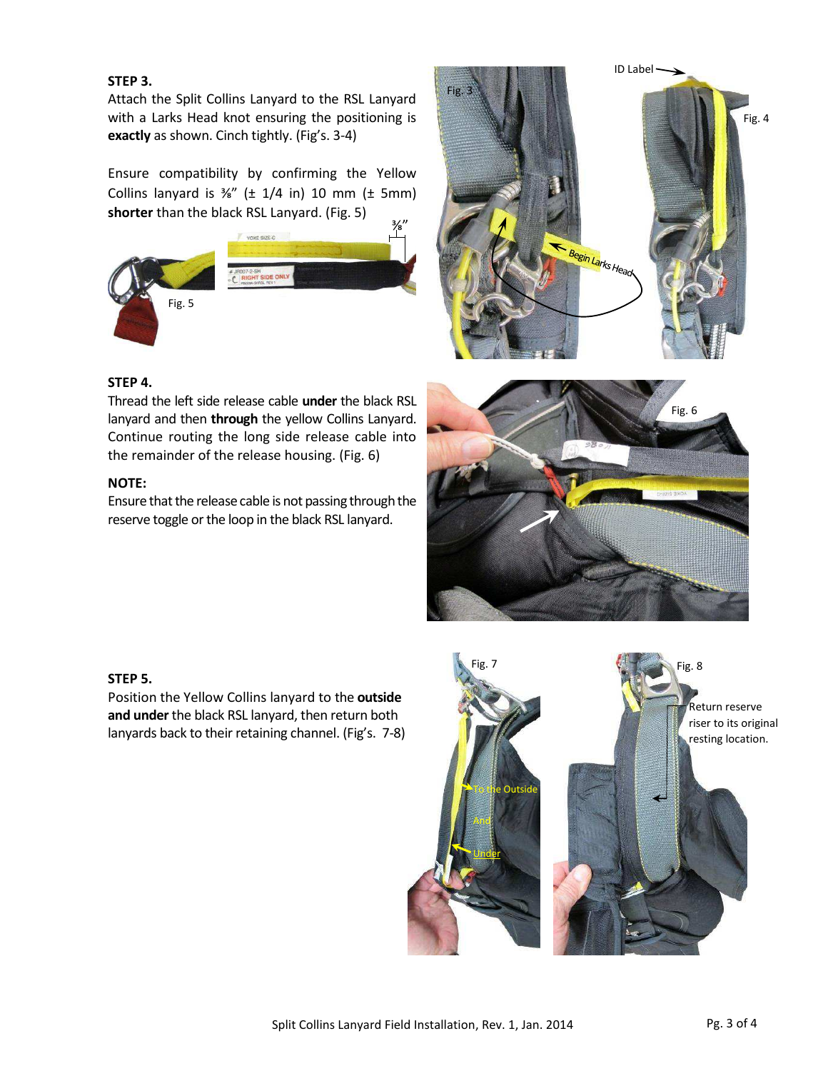**STEP 3.**

Attach the Split Collins Lanyard to the RSL Lanyard with a Larks Head knot ensuring the positioning is **exactly** as shown. Cinch tightly. (Fig's. 3-4)

Ensure compatibility by confirming the Yellow Collins lanyard is ⅜" (± 1/4 in) 10 mm (± 5mm) **shorter** than the black RSL Lanyard. (Fig. 5)

Fig. 5

Fig. 3

Fig. 4

**STEP 4.**

Thread the left side release cable **under** the black RSL lanyard and then **through** the yellow Collins Lanyard. Continue routing the long side release cable into the remainder of the release housing. (Fig. 6)

**NOTE:**

Ensure that the release cable is not passing through the reserve toggle or the loop in the black RSL lanyard.

Fig. 6

**STEP 5.**

Position the Yellow Collins lanyard to the **outside and under** the black RSL lanyard, then return both lanyards back to their retaining channel. (Fig's. 7-8)

Fig. 7

Fig. 8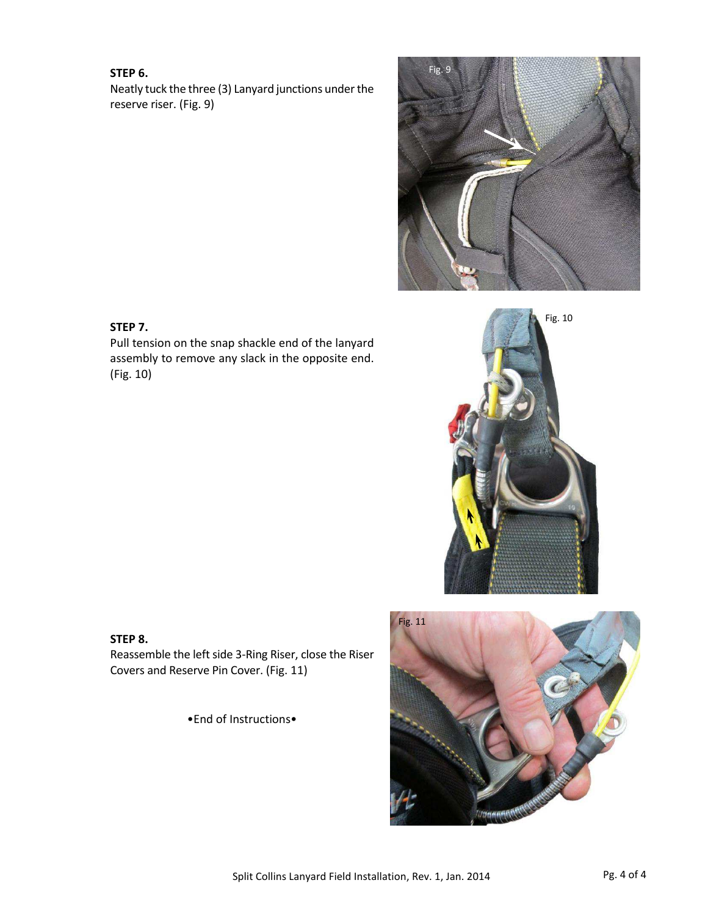**STEP 6.**
Neatly tuck the three (3) Lanyard junctions under the reserve riser. (Fig. 9)

Fig. 9

**STEP 7.**
Pull tension on the snap shackle end of the lanyard assembly to remove any slack in the opposite end. (Fig. 10)

Fig. 10

**STEP 8.**
Reassemble the left side 3-Ring Riser, close the Riser Covers and Reserve Pin Cover. (Fig. 11)

Fig. 11

•End of Instructions•